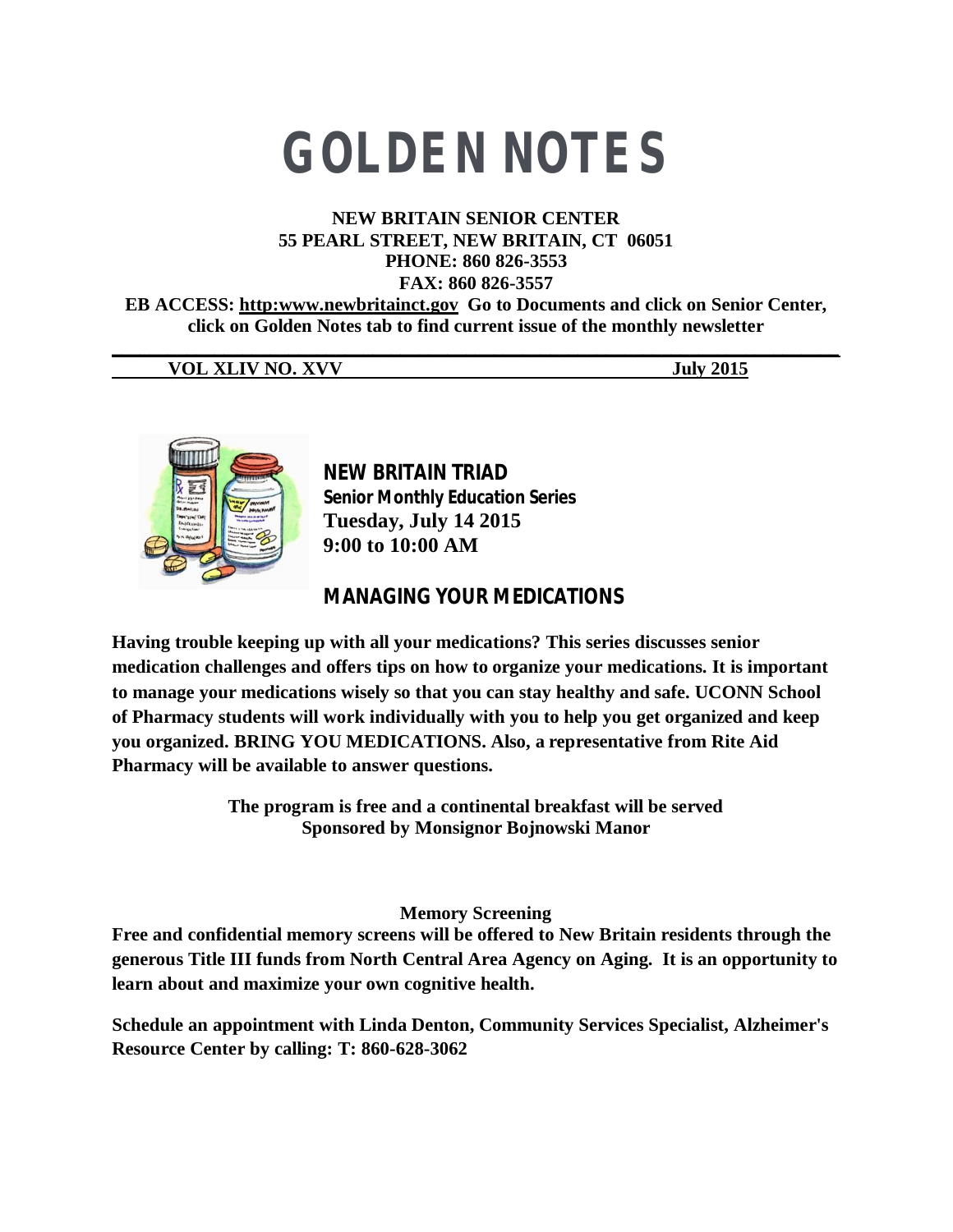# GOLDEN NOTES

**NEW BRITAIN SENIOR CENTER**
**55 PEARL STREET, NEW BRITAIN, CT 06051**
**PHONE: 860 826-3553**
**FAX: 860 826-3557**
**EB ACCESS: http:www.newbritainct.gov Go to Documents and click on Senior Center, click on Golden Notes tab to find current issue of the monthly newsletter**

**VOL XLIV NO. XVV** **July 2015**

## NEW BRITAIN TRIAD

**Senior Monthly Education Series**
**Tuesday, July 14 2015**
**9:00 to 10:00 AM**

## MANAGING YOUR MEDICATIONS

**Having trouble keeping up with all your medications? This series discusses senior medication challenges and offers tips on how to organize your medications. It is important to manage your medications wisely so that you can stay healthy and safe. UCONN School of Pharmacy students will work individually with you to help you get organized and keep you organized. BRING YOU MEDICATIONS. Also, a representative from Rite Aid Pharmacy will be available to answer questions.**

**The program is free and a continental breakfast will be served**
**Sponsored by Monsignor Bojnowski Manor**

### Memory Screening

**Free and confidential memory screens will be offered to New Britain residents through the generous Title III funds from North Central Area Agency on Aging. It is an opportunity to learn about and maximize your own cognitive health.**

**Schedule an appointment with Linda Denton, Community Services Specialist, Alzheimer's Resource Center by calling: T: 860-628-3062**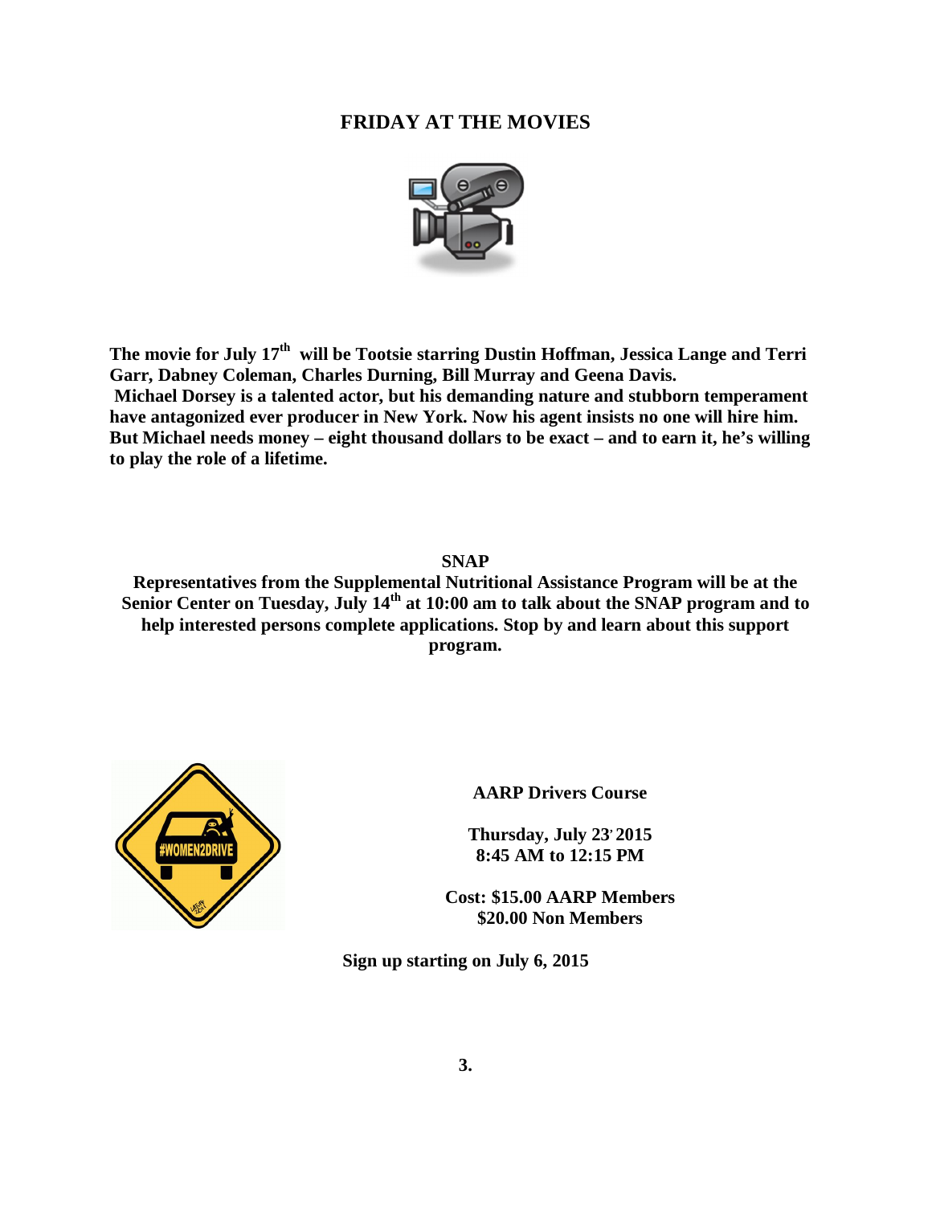## FRIDAY AT THE MOVIES

**The movie for July 17th will be Tootsie starring Dustin Hoffman, Jessica Lange and Terri Garr, Dabney Coleman, Charles Durning, Bill Murray and Geena Davis.**
**Michael Dorsey is a talented actor, but his demanding nature and stubborn temperament have antagonized ever producer in New York. Now his agent insists no one will hire him. But Michael needs money – eight thousand dollars to be exact – and to earn it, he's willing to play the role of a lifetime.**

## SNAP

**Representatives from the Supplemental Nutritional Assistance Program will be at the Senior Center on Tuesday, July 14th at 10:00 am to talk about the SNAP program and to help interested persons complete applications. Stop by and learn about this support program.**

## AARP Drivers Course

**Thursday, July 23, 2015**
**8:45 AM to 12:15 PM**

**Cost: $15.00 AARP Members**
**$20.00 Non Members**

**Sign up starting on July 6, 2015**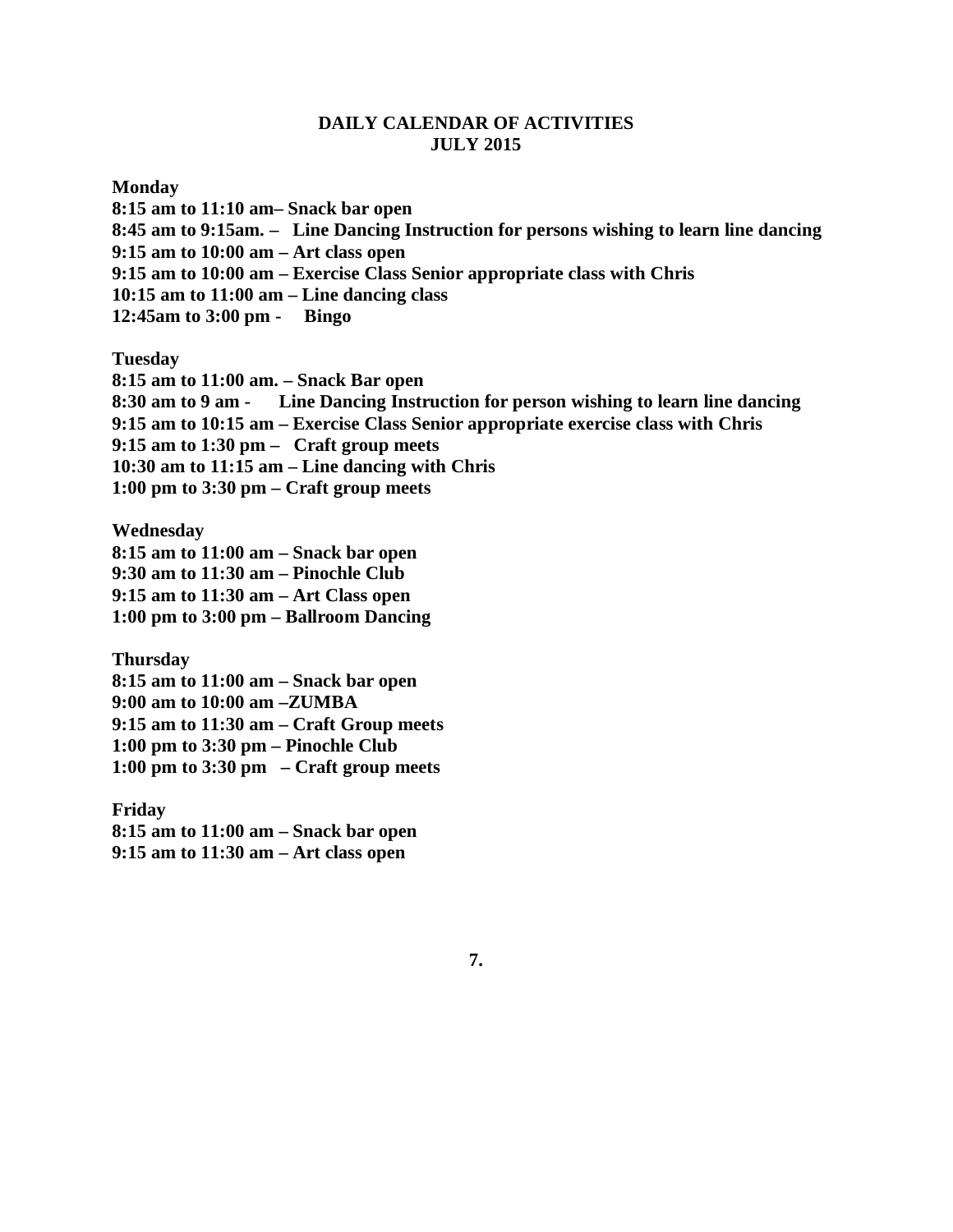# DAILY CALENDAR OF ACTIVITIES
## JULY 2015

**Monday**

**8:15 am to 11:10 am– Snack bar open**
**8:45 am to 9:15am. – Line Dancing Instruction for persons wishing to learn line dancing**
**9:15 am to 10:00 am – Art class open**
**9:15 am to 10:00 am – Exercise Class Senior appropriate class with Chris**
**10:15 am to 11:00 am – Line dancing class**
**12:45am to 3:00 pm - Bingo**

**Tuesday**

**8:15 am to 11:00 am. – Snack Bar open**
**8:30 am to 9 am - Line Dancing Instruction for person wishing to learn line dancing**
**9:15 am to 10:15 am – Exercise Class Senior appropriate exercise class with Chris**
**9:15 am to 1:30 pm – Craft group meets**
**10:30 am to 11:15 am – Line dancing with Chris**
**1:00 pm to 3:30 pm – Craft group meets**

**Wednesday**

**8:15 am to 11:00 am – Snack bar open**
**9:30 am to 11:30 am – Pinochle Club**
**9:15 am to 11:30 am – Art Class open**
**1:00 pm to 3:00 pm – Ballroom Dancing**

**Thursday**

**8:15 am to 11:00 am – Snack bar open**
**9:00 am to 10:00 am –ZUMBA**
**9:15 am to 11:30 am – Craft Group meets**
**1:00 pm to 3:30 pm – Pinochle Club**
**1:00 pm to 3:30 pm – Craft group meets**

**Friday**

**8:15 am to 11:00 am – Snack bar open**
**9:15 am to 11:30 am – Art class open**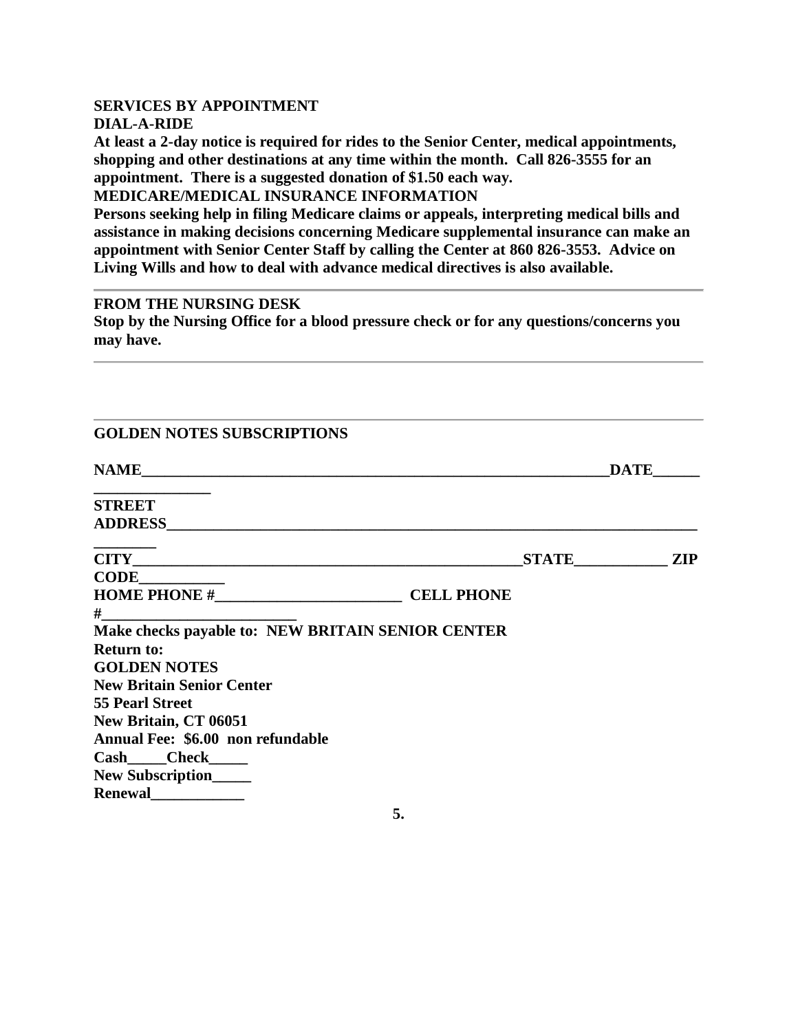**SERVICES BY APPOINTMENT**

**DIAL-A-RIDE**

**At least a 2-day notice is required for rides to the Senior Center, medical appointments, shopping and other destinations at any time within the month. Call 826-3555 for an appointment. There is a suggested donation of $1.50 each way.**

**MEDICARE/MEDICAL INSURANCE INFORMATION**

**Persons seeking help in filing Medicare claims or appeals, interpreting medical bills and assistance in making decisions concerning Medicare supplemental insurance can make an appointment with Senior Center Staff by calling the Center at 860 826-3553. Advice on Living Wills and how to deal with advance medical directives is also available.**

---

**FROM THE NURSING DESK**

**Stop by the Nursing Office for a blood pressure check or for any questions/concerns you may have.**

---

---

**GOLDEN NOTES SUBSCRIPTIONS**

**NAME_________________________________________________________________DATE_____________________**

**STREET ADDRESS_________________________________________________________________________________**

**CITY____________________________________________________STATE____________ ZIP CODE___________**

**HOME PHONE #________________________ CELL PHONE #_________________________**

**Make checks payable to: NEW BRITAIN SENIOR CENTER**

**Return to:**

**GOLDEN NOTES**

**New Britain Senior Center**

**55 Pearl Street**

**New Britain, CT 06051**

**Annual Fee: $6.00 non refundable**

**Cash_____Check_____**

**New Subscription_____**

**Renewal____________**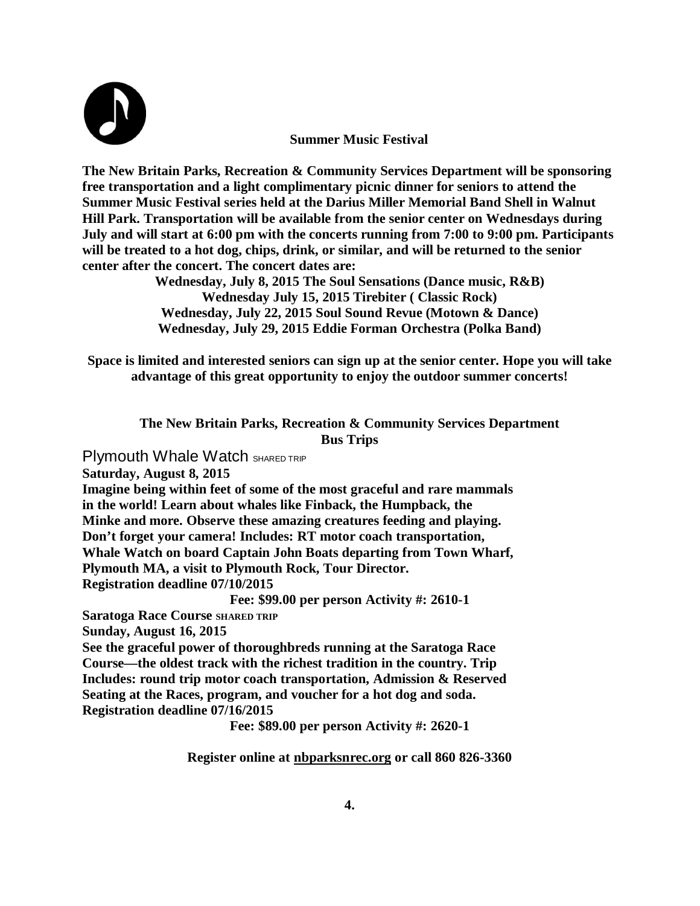## Summer Music Festival

**The New Britain Parks, Recreation & Community Services Department will be sponsoring free transportation and a light complimentary picnic dinner for seniors to attend the Summer Music Festival series held at the Darius Miller Memorial Band Shell in Walnut Hill Park. Transportation will be available from the senior center on Wednesdays during July and will start at 6:00 pm with the concerts running from 7:00 to 9:00 pm. Participants will be treated to a hot dog, chips, drink, or similar, and will be returned to the senior center after the concert. The concert dates are:**

**Wednesday, July 8, 2015 The Soul Sensations (Dance music, R&B)**
**Wednesday July 15, 2015 Tirebiter ( Classic Rock)**
**Wednesday, July 22, 2015 Soul Sound Revue (Motown & Dance)**
**Wednesday, July 29, 2015 Eddie Forman Orchestra (Polka Band)**

**Space is limited and interested seniors can sign up at the senior center. Hope you will take advantage of this great opportunity to enjoy the outdoor summer concerts!**

## The New Britain Parks, Recreation & Community Services Department Bus Trips

### Plymouth Whale Watch SHARED TRIP

**Saturday, August 8, 2015**

**Imagine being within feet of some of the most graceful and rare mammals in the world! Learn about whales like Finback, the Humpback, the Minke and more. Observe these amazing creatures feeding and playing. Don't forget your camera! Includes: RT motor coach transportation, Whale Watch on board Captain John Boats departing from Town Wharf, Plymouth MA, a visit to Plymouth Rock, Tour Director.**

**Registration deadline 07/10/2015**

**Fee: $99.00 per person Activity #: 2610-1**

### Saratoga Race Course SHARED TRIP

**Sunday, August 16, 2015**

**See the graceful power of thoroughbreds running at the Saratoga Race Course—the oldest track with the richest tradition in the country. Trip Includes: round trip motor coach transportation, Admission & Reserved Seating at the Races, program, and voucher for a hot dog and soda.**

**Registration deadline 07/16/2015**

**Fee: $89.00 per person Activity #: 2620-1**

**Register online at nbparksnrec.org or call 860 826-3360**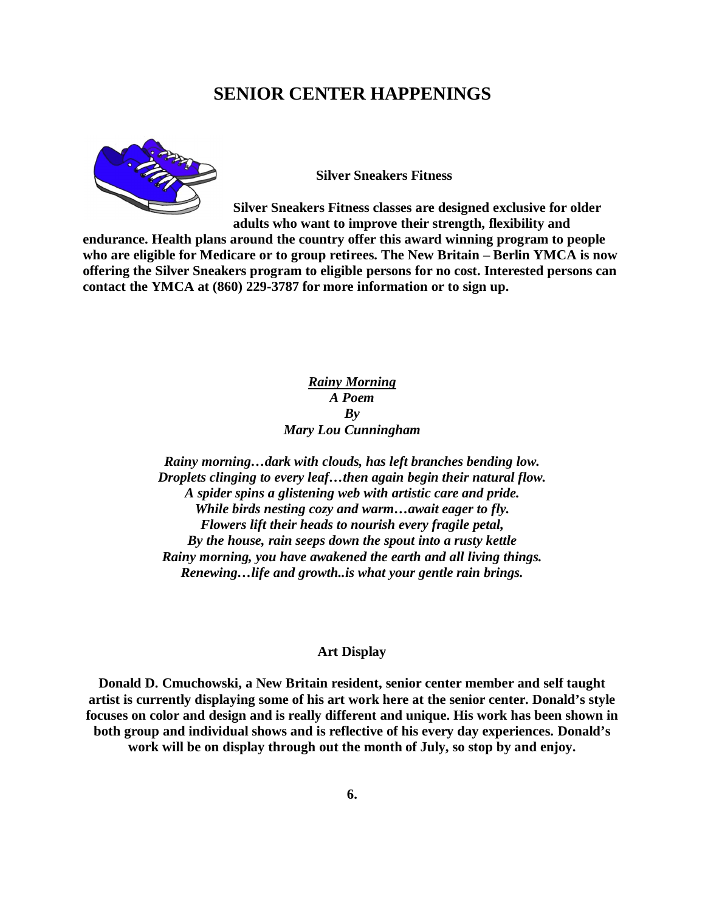# SENIOR CENTER HAPPENINGS

### Silver Sneakers Fitness

**Silver Sneakers Fitness classes are designed exclusive for older adults who want to improve their strength, flexibility and endurance. Health plans around the country offer this award winning program to people who are eligible for Medicare or to group retirees. The New Britain – Berlin YMCA is now offering the Silver Sneakers program to eligible persons for no cost. Interested persons can contact the YMCA at (860) 229-3787 for more information or to sign up.**

***Rainy Morning***
***A Poem***
***By***
***Mary Lou Cunningham***

***Rainy morning…dark with clouds, has left branches bending low.***
***Droplets clinging to every leaf…then again begin their natural flow.***
***A spider spins a glistening web with artistic care and pride.***
***While birds nesting cozy and warm…await eager to fly.***
***Flowers lift their heads to nourish every fragile petal,***
***By the house, rain seeps down the spout into a rusty kettle***
***Rainy morning, you have awakened the earth and all living things.***
***Renewing…life and growth..is what your gentle rain brings.***

### Art Display

**Donald D. Cmuchowski, a New Britain resident, senior center member and self taught artist is currently displaying some of his art work here at the senior center. Donald's style focuses on color and design and is really different and unique. His work has been shown in both group and individual shows and is reflective of his every day experiences. Donald's work will be on display through out the month of July, so stop by and enjoy.**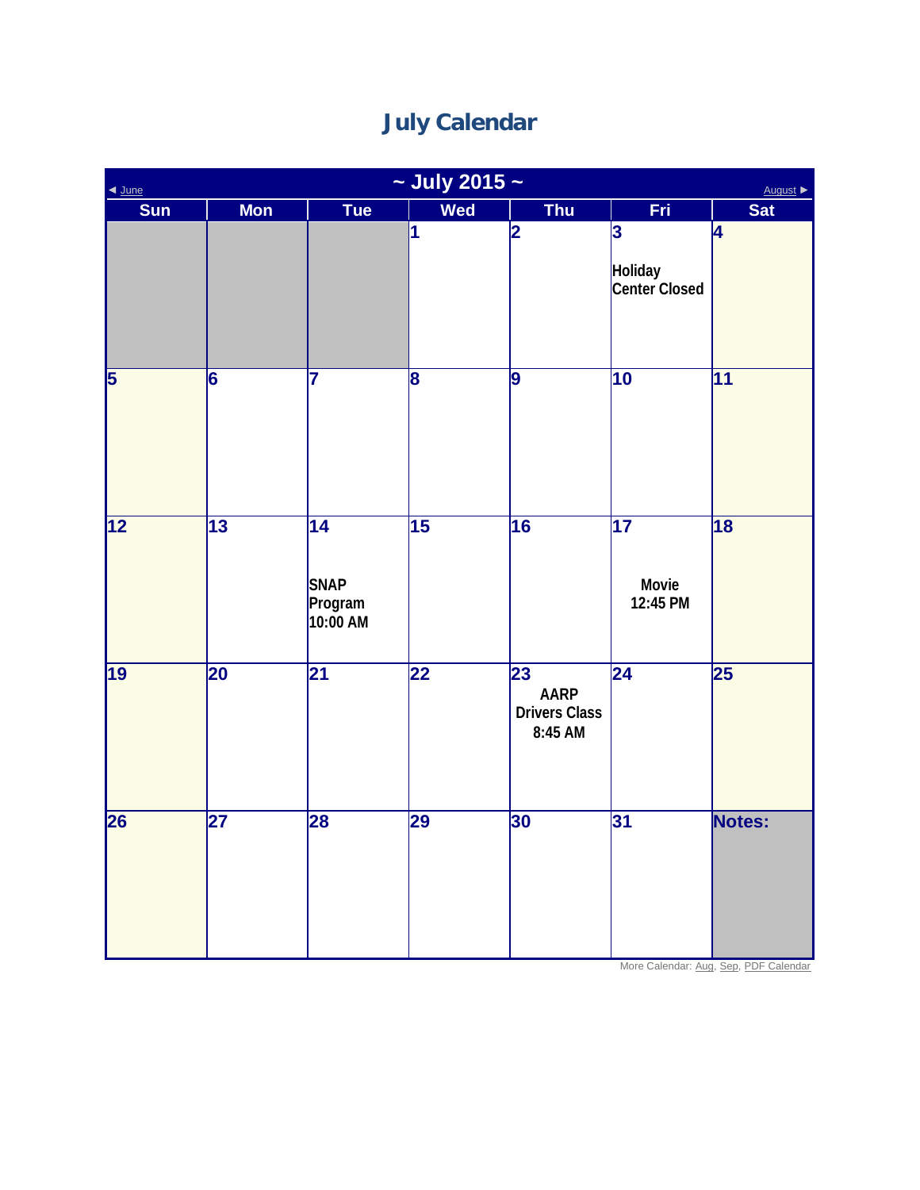# July Calendar

◄ June | ~ July 2015 ~ | August ►

| Sun | Mon | Tue | Wed | Thu | Fri | Sat |
|---|---|---|---|---|---|---|
| | | | 1 | 2 | 3<br>Holiday Center Closed | 4 |
| 5 | 6 | 7 | 8 | 9 | 10 | 11 |
| 12 | 13 | 14<br>SNAP Program 10:00 AM | 15 | 16 | 17<br>Movie 12:45 PM | 18 |
| 19 | 20 | 21 | 22 | 23<br>AARP Drivers Class 8:45 AM | 24 | 25 |
| 26 | 27 | 28 | 29 | 30 | 31 | Notes: |

More Calendar: Aug, Sep, PDF Calendar